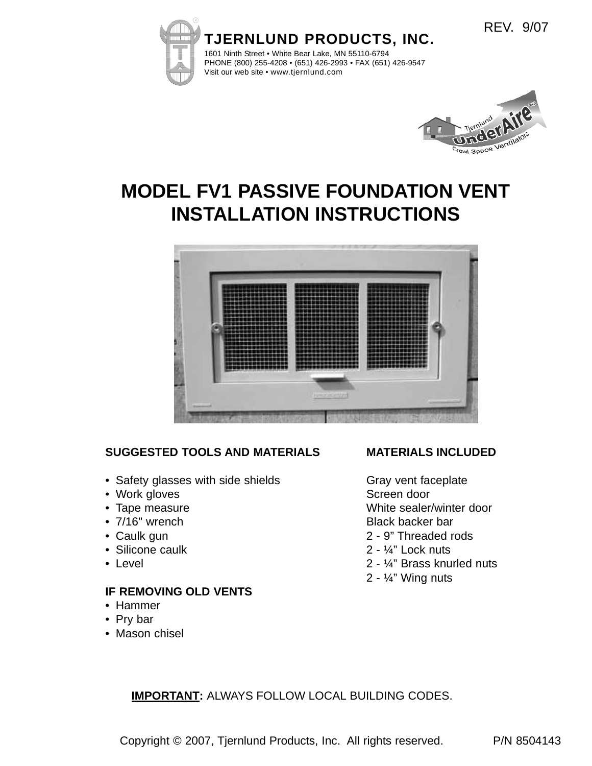REV. 9/07

**TJERNLUND PRODUCTS, INC.**

1601 Ninth Street • White Bear Lake, MN 55110-6794
PHONE (800) 255-4208 • (651) 426-2993 • FAX (651) 426-9547
Visit our web site • www.tjernlund.com

Tjernlund UnderAire™ Crawl Space Ventilators

# MODEL FV1 PASSIVE FOUNDATION VENT INSTALLATION INSTRUCTIONS

### SUGGESTED TOOLS AND MATERIALS

- Safety glasses with side shields
- Work gloves
- Tape measure
- 7/16" wrench
- Caulk gun
- Silicone caulk
- Level

### IF REMOVING OLD VENTS

- Hammer
- Pry bar
- Mason chisel

### MATERIALS INCLUDED

Gray vent faceplate
Screen door
White sealer/winter door
Black backer bar
2 - 9” Threaded rods
2 - ¼” Lock nuts
2 - ¼” Brass knurled nuts
2 - ¼” Wing nuts

**IMPORTANT:** ALWAYS FOLLOW LOCAL BUILDING CODES.

Copyright © 2007, Tjernlund Products, Inc. All rights reserved. P/N 8504143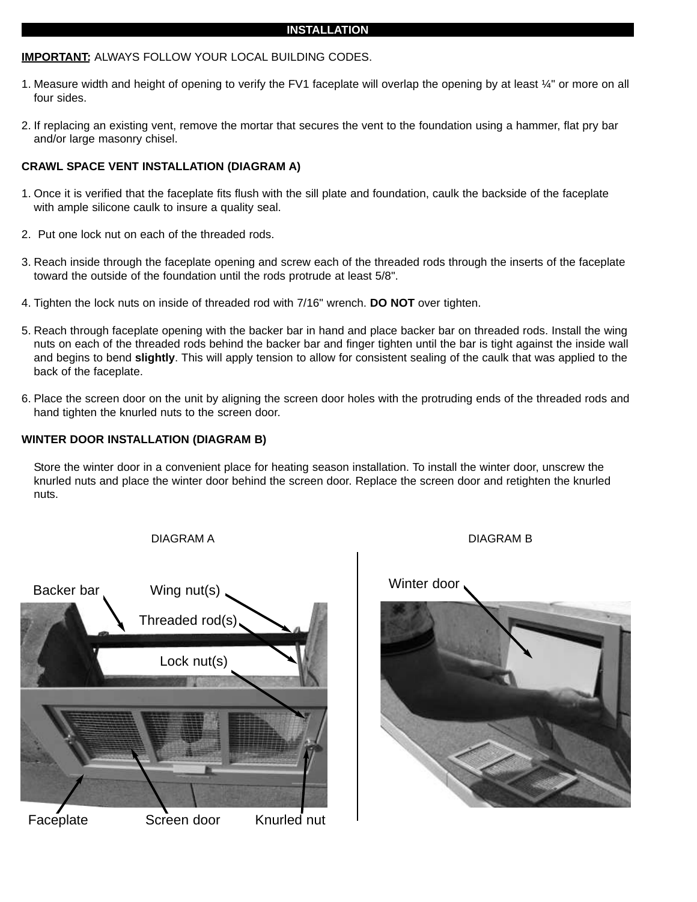## INSTALLATION

**IMPORTANT:** ALWAYS FOLLOW YOUR LOCAL BUILDING CODES.

1. Measure width and height of opening to verify the FV1 faceplate will overlap the opening by at least ¼" or more on all four sides.

2. If replacing an existing vent, remove the mortar that secures the vent to the foundation using a hammer, flat pry bar and/or large masonry chisel.

### CRAWL SPACE VENT INSTALLATION (DIAGRAM A)

1. Once it is verified that the faceplate fits flush with the sill plate and foundation, caulk the backside of the faceplate with ample silicone caulk to insure a quality seal.

2. Put one lock nut on each of the threaded rods.

3. Reach inside through the faceplate opening and screw each of the threaded rods through the inserts of the faceplate toward the outside of the foundation until the rods protrude at least 5/8".

4. Tighten the lock nuts on inside of threaded rod with 7/16" wrench. **DO NOT** over tighten.

5. Reach through faceplate opening with the backer bar in hand and place backer bar on threaded rods. Install the wing nuts on each of the threaded rods behind the backer bar and finger tighten until the bar is tight against the inside wall and begins to bend **slightly**. This will apply tension to allow for consistent sealing of the caulk that was applied to the back of the faceplate.

6. Place the screen door on the unit by aligning the screen door holes with the protruding ends of the threaded rods and hand tighten the knurled nuts to the screen door.

### WINTER DOOR INSTALLATION (DIAGRAM B)

Store the winter door in a convenient place for heating season installation. To install the winter door, unscrew the knurled nuts and place the winter door behind the screen door. Replace the screen door and retighten the knurled nuts.

DIAGRAM A

Backer bar, Wing nut(s), Threaded rod(s), Lock nut(s), Faceplate, Screen door, Knurled nut

DIAGRAM B

Winter door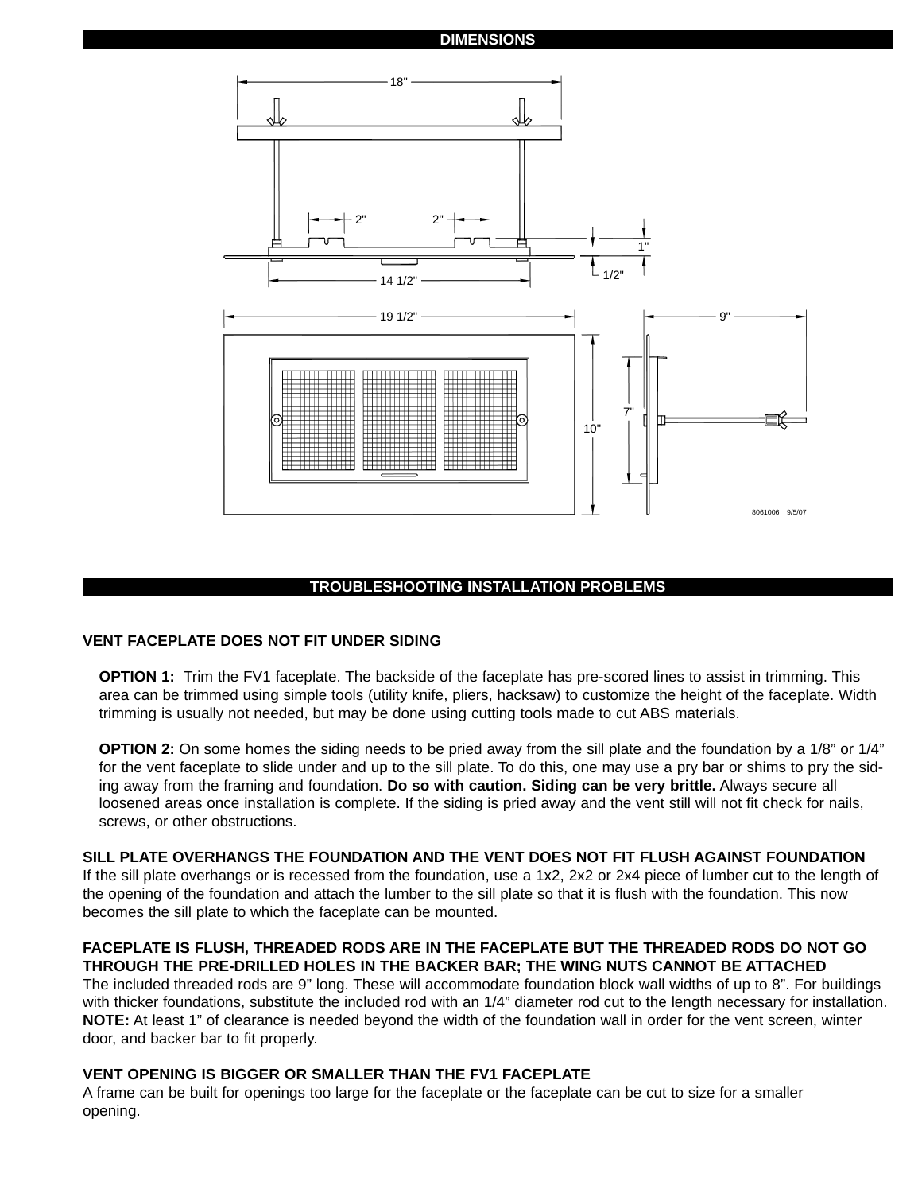## DIMENSIONS

## TROUBLESHOOTING INSTALLATION PROBLEMS

### VENT FACEPLATE DOES NOT FIT UNDER SIDING

**OPTION 1:** Trim the FV1 faceplate. The backside of the faceplate has pre-scored lines to assist in trimming. This area can be trimmed using simple tools (utility knife, pliers, hacksaw) to customize the height of the faceplate. Width trimming is usually not needed, but may be done using cutting tools made to cut ABS materials.

**OPTION 2:** On some homes the siding needs to be pried away from the sill plate and the foundation by a 1/8" or 1/4" for the vent faceplate to slide under and up to the sill plate. To do this, one may use a pry bar or shims to pry the siding away from the framing and foundation. **Do so with caution. Siding can be very brittle.** Always secure all loosened areas once installation is complete. If the siding is pried away and the vent still will not fit check for nails, screws, or other obstructions.

### SILL PLATE OVERHANGS THE FOUNDATION AND THE VENT DOES NOT FIT FLUSH AGAINST FOUNDATION

If the sill plate overhangs or is recessed from the foundation, use a 1x2, 2x2 or 2x4 piece of lumber cut to the length of the opening of the foundation and attach the lumber to the sill plate so that it is flush with the foundation. This now becomes the sill plate to which the faceplate can be mounted.

### FACEPLATE IS FLUSH, THREADED RODS ARE IN THE FACEPLATE BUT THE THREADED RODS DO NOT GO THROUGH THE PRE-DRILLED HOLES IN THE BACKER BAR; THE WING NUTS CANNOT BE ATTACHED

The included threaded rods are 9" long. These will accommodate foundation block wall widths of up to 8". For buildings with thicker foundations, substitute the included rod with an 1/4" diameter rod cut to the length necessary for installation. **NOTE:** At least 1" of clearance is needed beyond the width of the foundation wall in order for the vent screen, winter door, and backer bar to fit properly.

### VENT OPENING IS BIGGER OR SMALLER THAN THE FV1 FACEPLATE

A frame can be built for openings too large for the faceplate or the faceplate can be cut to size for a smaller opening.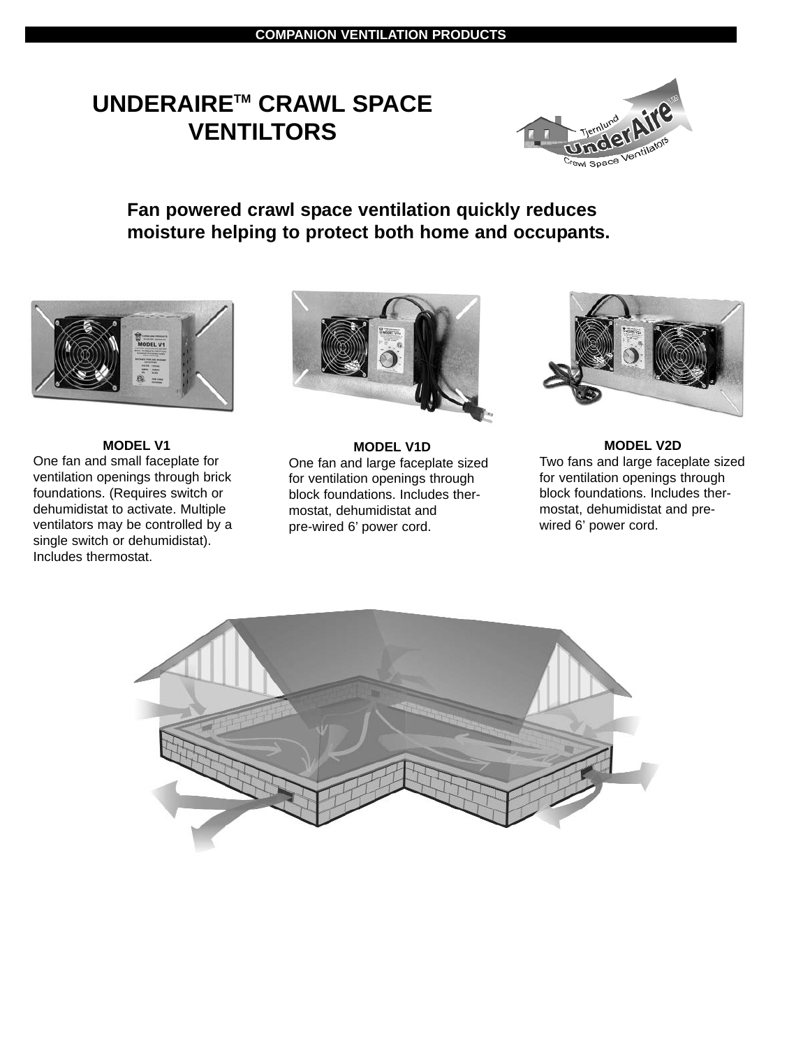COMPANION VENTILATION PRODUCTS

# UNDERAIRE™ CRAWL SPACE VENTILTORS

**Fan powered crawl space ventilation quickly reduces moisture helping to protect both home and occupants.**

**MODEL V1**

One fan and small faceplate for ventilation openings through brick foundations. (Requires switch or dehumidistat to activate. Multiple ventilators may be controlled by a single switch or dehumidistat). Includes thermostat.

**MODEL V1D**

One fan and large faceplate sized for ventilation openings through block foundations. Includes thermostat, dehumidistat and pre-wired 6' power cord.

**MODEL V2D**

Two fans and large faceplate sized for ventilation openings through block foundations. Includes thermostat, dehumidistat and pre-wired 6' power cord.